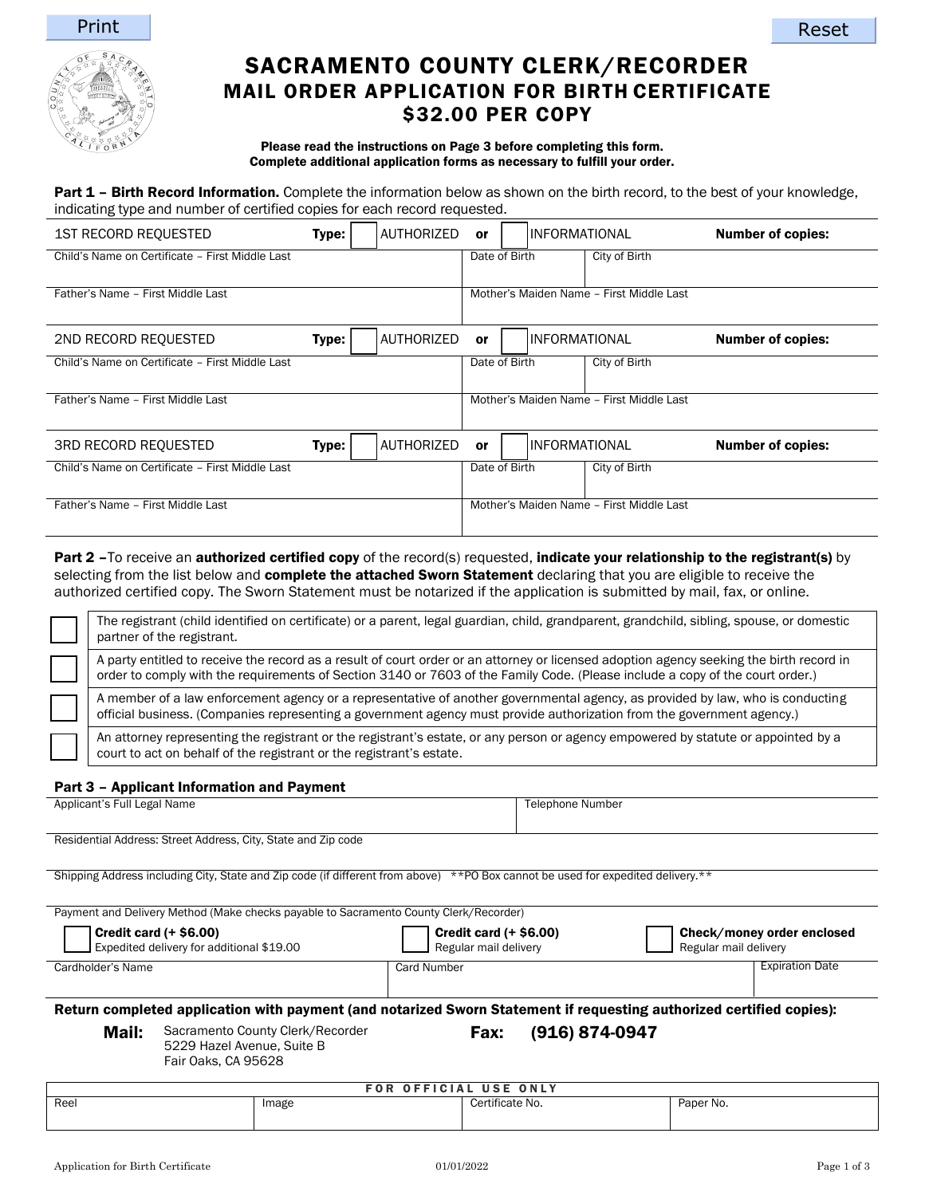Print

Reset

# SACRAMENTO COUNTY CLERK/RECORDER
## MAIL ORDER APPLICATION FOR BIRTH CERTIFICATE
## $32.00 PER COPY

**Please read the instructions on Page 3 before completing this form.**
**Complete additional application forms as necessary to fulfill your order.**

**Part 1 – Birth Record Information.** Complete the information below as shown on the birth record, to the best of your knowledge, indicating type and number of certified copies for each record requested.

| 1ST RECORD REQUESTED | **Type:** ☐ AUTHORIZED **or** ☐ INFORMATIONAL | | **Number of copies:** |
|---|---|---|---|
| Child's Name on Certificate – First Middle Last | | Date of Birth | City of Birth |
| Father's Name – First Middle Last | | Mother's Maiden Name – First Middle Last | |

| 2ND RECORD REQUESTED | **Type:** ☐ AUTHORIZED **or** ☐ INFORMATIONAL | | **Number of copies:** |
|---|---|---|---|
| Child's Name on Certificate – First Middle Last | | Date of Birth | City of Birth |
| Father's Name – First Middle Last | | Mother's Maiden Name – First Middle Last | |

| 3RD RECORD REQUESTED | **Type:** ☐ AUTHORIZED **or** ☐ INFORMATIONAL | | **Number of copies:** |
|---|---|---|---|
| Child's Name on Certificate – First Middle Last | | Date of Birth | City of Birth |
| Father's Name – First Middle Last | | Mother's Maiden Name – First Middle Last | |

**Part 2 –**To receive an **authorized certified copy** of the record(s) requested, **indicate your relationship to the registrant(s)** by selecting from the list below and **complete the attached Sworn Statement** declaring that you are eligible to receive the authorized certified copy. The Sworn Statement must be notarized if the application is submitted by mail, fax, or online.

- ☐ The registrant (child identified on certificate) or a parent, legal guardian, child, grandparent, grandchild, sibling, spouse, or domestic partner of the registrant.
- ☐ A party entitled to receive the record as a result of court order or an attorney or licensed adoption agency seeking the birth record in order to comply with the requirements of Section 3140 or 7603 of the Family Code. (Please include a copy of the court order.)
- ☐ A member of a law enforcement agency or a representative of another governmental agency, as provided by law, who is conducting official business. (Companies representing a government agency must provide authorization from the government agency.)
- ☐ An attorney representing the registrant or the registrant's estate, or any person or agency empowered by statute or appointed by a court to act on behalf of the registrant or the registrant's estate.

**Part 3 – Applicant Information and Payment**

| Applicant's Full Legal Name | | Telephone Number |
|---|---|---|
| Residential Address: Street Address, City, State and Zip code | | |
| Shipping Address including City, State and Zip code (if different from above) \*\*PO Box cannot be used for expedited delivery.\*\* | | |
| Payment and Delivery Method (Make checks payable to Sacramento County Clerk/Recorder) | | |
| ☐ **Credit card (+ $6.00)** Expedited delivery for additional $19.00 | ☐ **Credit card (+ $6.00)** Regular mail delivery | ☐ **Check/money order enclosed** Regular mail delivery |
| Cardholder's Name | Card Number | Expiration Date |

**Return completed application with payment (and notarized Sworn Statement if requesting authorized certified copies):**

**Mail:** Sacramento County Clerk/Recorder
5229 Hazel Avenue, Suite B
Fair Oaks, CA 95628

**Fax: (916) 874-0947**

| FOR OFFICIAL USE ONLY | | | |
|---|---|---|---|
| Reel | Image | Certificate No. | Paper No. |

Application for Birth Certificate 01/01/2022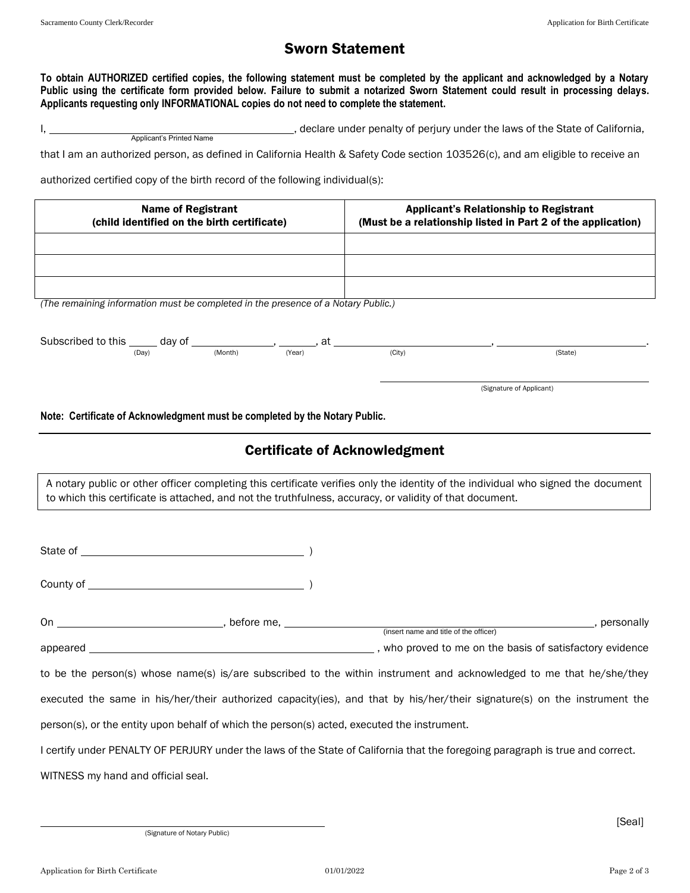# Sworn Statement

**To obtain AUTHORIZED certified copies, the following statement must be completed by the applicant and acknowledged by a Notary Public using the certificate form provided below. Failure to submit a notarized Sworn Statement could result in processing delays. Applicants requesting only INFORMATIONAL copies do not need to complete the statement.**

I, ______________________________ (Applicant's Printed Name), declare under penalty of perjury under the laws of the State of California, that I am an authorized person, as defined in California Health & Safety Code section 103526(c), and am eligible to receive an authorized certified copy of the birth record of the following individual(s):

| Name of Registrant (child identified on the birth certificate) | Applicant's Relationship to Registrant (Must be a relationship listed in Part 2 of the application) |
|---|---|
| | |
| | |
| | |

*(The remaining information must be completed in the presence of a Notary Public.)*

Subscribed to this _____ (Day) day of ____________ (Month), ______ (Year), at ______________________ (City), ______________________ (State).

______________________________
(Signature of Applicant)

**Note: Certificate of Acknowledgment must be completed by the Notary Public.**

---

## Certificate of Acknowledgment

A notary public or other officer completing this certificate verifies only the identity of the individual who signed the document to which this certificate is attached, and not the truthfulness, accuracy, or validity of that document.

State of ______________________________ )

County of ______________________________ )

On ______________________, before me, ______________________________ (insert name and title of the officer), personally appeared ______________________________, who proved to me on the basis of satisfactory evidence to be the person(s) whose name(s) is/are subscribed to the within instrument and acknowledged to me that he/she/they executed the same in his/her/their authorized capacity(ies), and that by his/her/their signature(s) on the instrument the person(s), or the entity upon behalf of which the person(s) acted, executed the instrument.

I certify under PENALTY OF PERJURY under the laws of the State of California that the foregoing paragraph is true and correct.

WITNESS my hand and official seal.

______________________________
(Signature of Notary Public)

[Seal]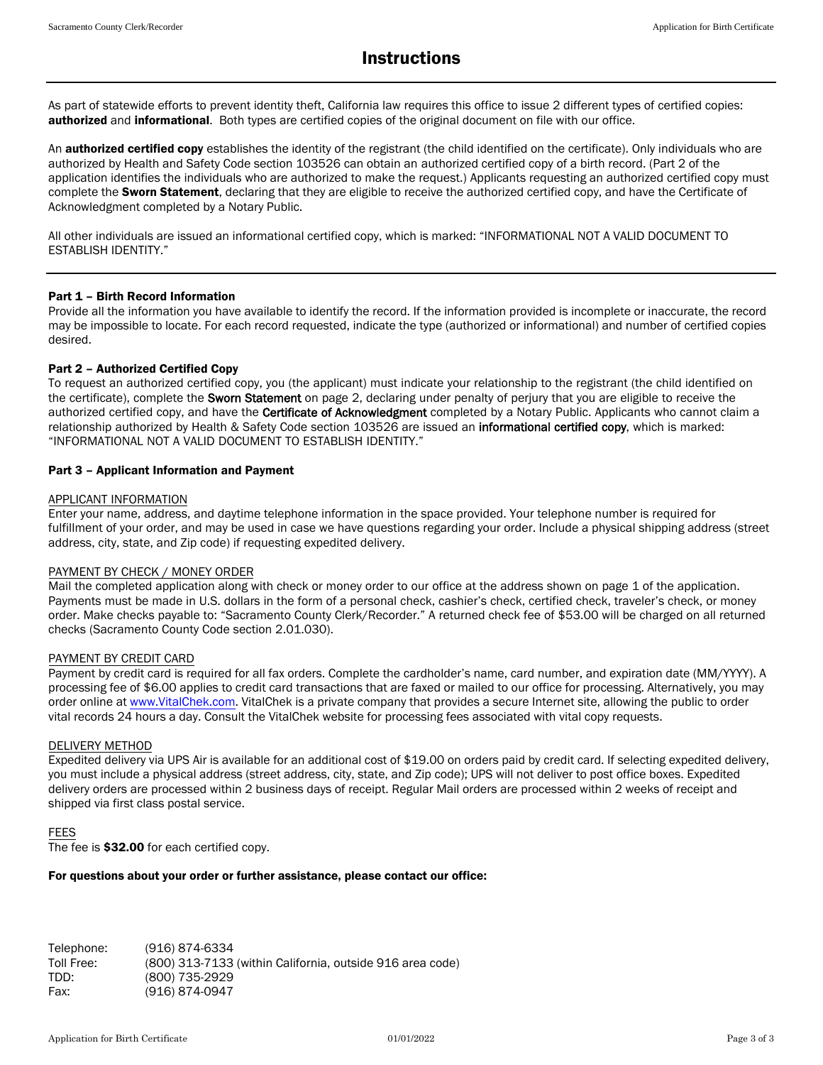# Instructions

As part of statewide efforts to prevent identity theft, California law requires this office to issue 2 different types of certified copies: **authorized** and **informational**. Both types are certified copies of the original document on file with our office.

An **authorized certified copy** establishes the identity of the registrant (the child identified on the certificate). Only individuals who are authorized by Health and Safety Code section 103526 can obtain an authorized certified copy of a birth record. (Part 2 of the application identifies the individuals who are authorized to make the request.) Applicants requesting an authorized certified copy must complete the **Sworn Statement**, declaring that they are eligible to receive the authorized certified copy, and have the Certificate of Acknowledgment completed by a Notary Public.

All other individuals are issued an informational certified copy, which is marked: "INFORMATIONAL NOT A VALID DOCUMENT TO ESTABLISH IDENTITY."

---

**Part 1 – Birth Record Information**

Provide all the information you have available to identify the record. If the information provided is incomplete or inaccurate, the record may be impossible to locate. For each record requested, indicate the type (authorized or informational) and number of certified copies desired.

**Part 2 – Authorized Certified Copy**

To request an authorized certified copy, you (the applicant) must indicate your relationship to the registrant (the child identified on the certificate), complete the **Sworn Statement** on page 2, declaring under penalty of perjury that you are eligible to receive the authorized certified copy, and have the **Certificate of Acknowledgment** completed by a Notary Public. Applicants who cannot claim a relationship authorized by Health & Safety Code section 103526 are issued an **informational certified copy**, which is marked: "INFORMATIONAL NOT A VALID DOCUMENT TO ESTABLISH IDENTITY."

**Part 3 – Applicant Information and Payment**

APPLICANT INFORMATION

Enter your name, address, and daytime telephone information in the space provided. Your telephone number is required for fulfillment of your order, and may be used in case we have questions regarding your order. Include a physical shipping address (street address, city, state, and Zip code) if requesting expedited delivery.

PAYMENT BY CHECK / MONEY ORDER

Mail the completed application along with check or money order to our office at the address shown on page 1 of the application. Payments must be made in U.S. dollars in the form of a personal check, cashier's check, certified check, traveler's check, or money order. Make checks payable to: "Sacramento County Clerk/Recorder." A returned check fee of $53.00 will be charged on all returned checks (Sacramento County Code section 2.01.030).

PAYMENT BY CREDIT CARD

Payment by credit card is required for all fax orders. Complete the cardholder's name, card number, and expiration date (MM/YYYY). A processing fee of $6.00 applies to credit card transactions that are faxed or mailed to our office for processing. Alternatively, you may order online at www.VitalChek.com. VitalChek is a private company that provides a secure Internet site, allowing the public to order vital records 24 hours a day. Consult the VitalChek website for processing fees associated with vital copy requests.

DELIVERY METHOD

Expedited delivery via UPS Air is available for an additional cost of $19.00 on orders paid by credit card. If selecting expedited delivery, you must include a physical address (street address, city, state, and Zip code); UPS will not deliver to post office boxes. Expedited delivery orders are processed within 2 business days of receipt. Regular Mail orders are processed within 2 weeks of receipt and shipped via first class postal service.

FEES

The fee is **$32.00** for each certified copy.

**For questions about your order or further assistance, please contact our office:**

| | |
|---|---|
| Telephone: | (916) 874-6334 |
| Toll Free: | (800) 313-7133 (within California, outside 916 area code) |
| TDD: | (800) 735-2929 |
| Fax: | (916) 874-0947 |